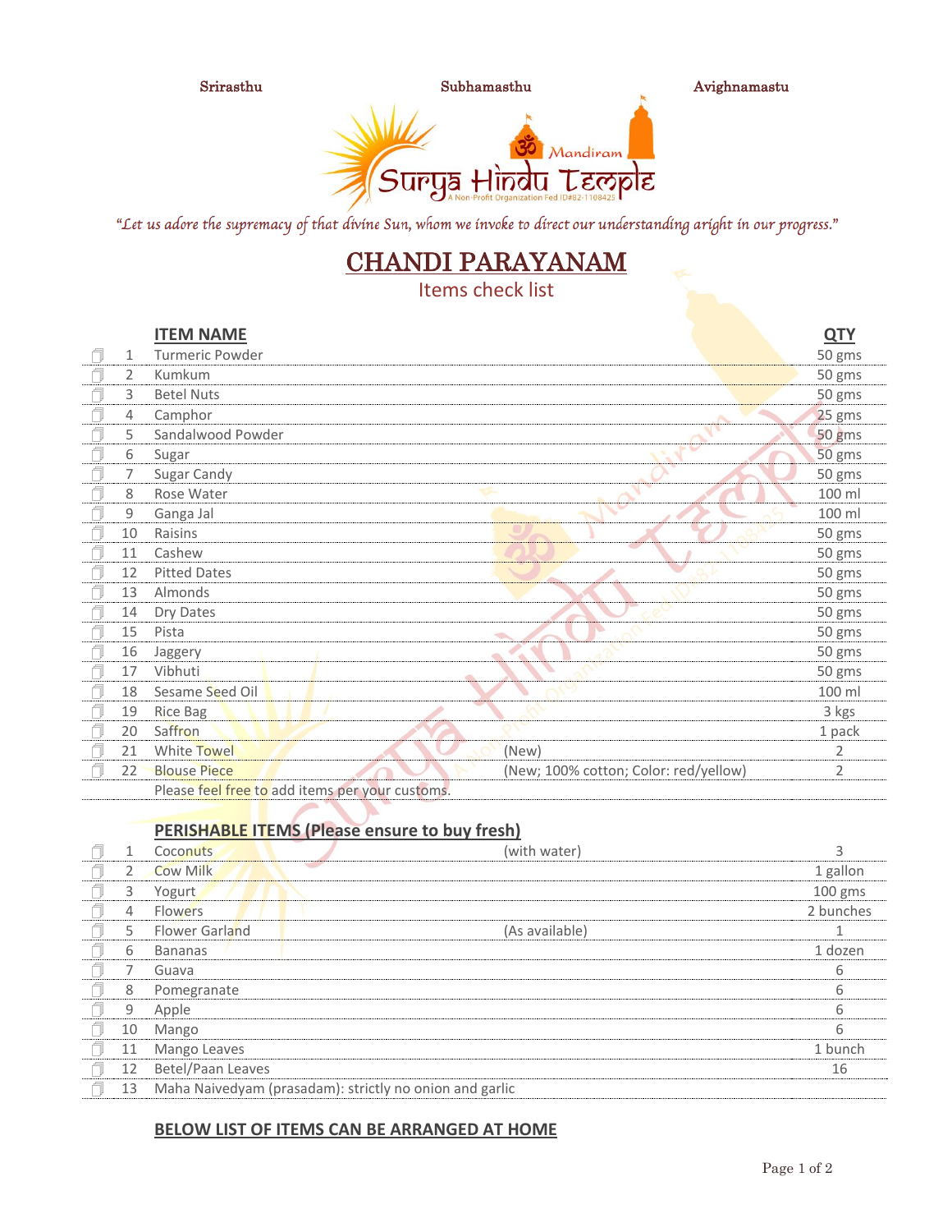Srirasthu Subhamasthu Avighnamastu

Mandiram
Surya Hindu Temple
A Non-Profit Organization Fed ID#82-1108425

*“Let us adore the supremacy of that divine Sun, whom we invoke to direct our understanding aright in our progress.”*

# CHANDI PARAYANAM

## Items check list

| | ITEM NAME | | QTY |
|---|---|---|---|
| 1 | Turmeric Powder | | 50 gms |
| 2 | Kumkum | | 50 gms |
| 3 | Betel Nuts | | 50 gms |
| 4 | Camphor | | 25 gms |
| 5 | Sandalwood Powder | | 50 gms |
| 6 | Sugar | | 50 gms |
| 7 | Sugar Candy | | 50 gms |
| 8 | Rose Water | | 100 ml |
| 9 | Ganga Jal | | 100 ml |
| 10 | Raisins | | 50 gms |
| 11 | Cashew | | 50 gms |
| 12 | Pitted Dates | | 50 gms |
| 13 | Almonds | | 50 gms |
| 14 | Dry Dates | | 50 gms |
| 15 | Pista | | 50 gms |
| 16 | Jaggery | | 50 gms |
| 17 | Vibhuti | | 50 gms |
| 18 | Sesame Seed Oil | | 100 ml |
| 19 | Rice Bag | | 3 kgs |
| 20 | Saffron | | 1 pack |
| 21 | White Towel | (New) | 2 |
| 22 | Blouse Piece | (New; 100% cotton; Color: red/yellow) | 2 |
| | Please feel free to add items per your customs. | | |

**PERISHABLE ITEMS (Please ensure to buy fresh)**

| | ITEM NAME | | QTY |
|---|---|---|---|
| 1 | Coconuts | (with water) | 3 |
| 2 | Cow Milk | | 1 gallon |
| 3 | Yogurt | | 100 gms |
| 4 | Flowers | | 2 bunches |
| 5 | Flower Garland | (As available) | 1 |
| 6 | Bananas | | 1 dozen |
| 7 | Guava | | 6 |
| 8 | Pomegranate | | 6 |
| 9 | Apple | | 6 |
| 10 | Mango | | 6 |
| 11 | Mango Leaves | | 1 bunch |
| 12 | Betel/Paan Leaves | | 16 |
| 13 | Maha Naivedyam (prasadam): strictly no onion and garlic | | |

**BELOW LIST OF ITEMS CAN BE ARRANGED AT HOME**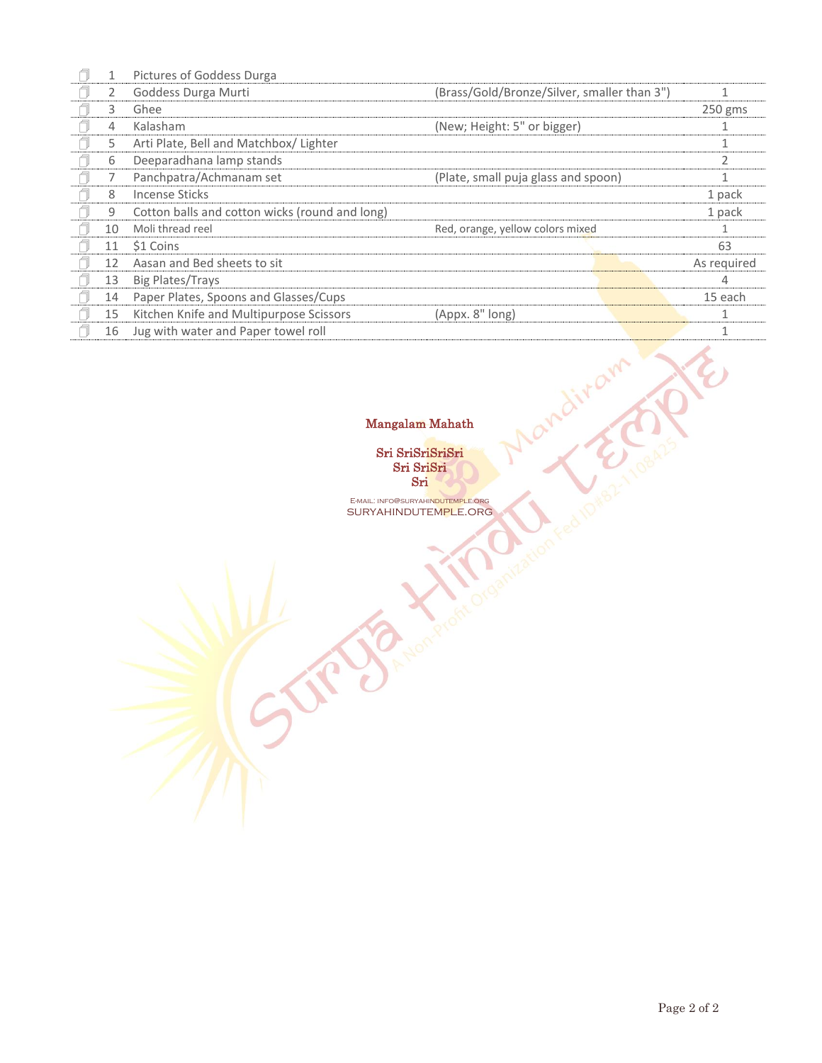| | | | | |
|---|---|---|---|---|
| ☐ | 1 | Pictures of Goddess Durga | | |
| ☐ | 2 | Goddess Durga Murti | (Brass/Gold/Bronze/Silver, smaller than 3") | 1 |
| ☐ | 3 | Ghee | | 250 gms |
| ☐ | 4 | Kalasham | (New; Height: 5" or bigger) | 1 |
| ☐ | 5 | Arti Plate, Bell and Matchbox/ Lighter | | 1 |
| ☐ | 6 | Deeparadhana lamp stands | | 2 |
| ☐ | 7 | Panchpatra/Achmanam set | (Plate, small puja glass and spoon) | 1 |
| ☐ | 8 | Incense Sticks | | 1 pack |
| ☐ | 9 | Cotton balls and cotton wicks (round and long) | | 1 pack |
| ☐ | 10 | Moli thread reel | Red, orange, yellow colors mixed | 1 |
| ☐ | 11 | $1 Coins | | 63 |
| ☐ | 12 | Aasan and Bed sheets to sit | | As required |
| ☐ | 13 | Big Plates/Trays | | 4 |
| ☐ | 14 | Paper Plates, Spoons and Glasses/Cups | | 15 each |
| ☐ | 15 | Kitchen Knife and Multipurpose Scissors | (Appx. 8" long) | 1 |
| ☐ | 16 | Jug with water and Paper towel roll | | 1 |

Mangalam Mahath

Sri SriSriSriSri
Sri SriSri
Sri

E-MAIL: INFO@SURYAHINDUTEMPLE.ORG
SURYAHINDUTEMPLE.ORG